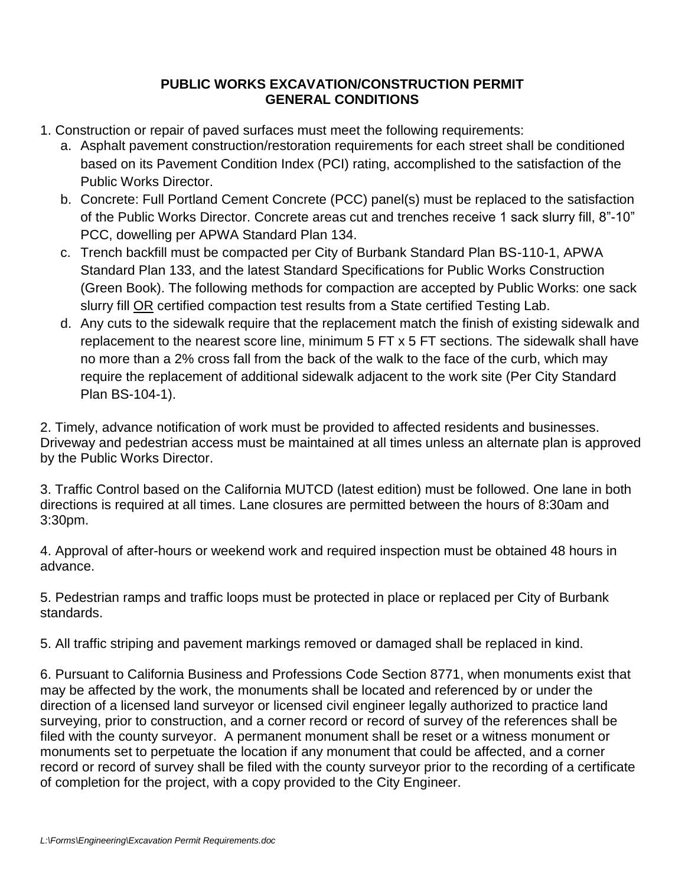# PUBLIC WORKS EXCAVATION/CONSTRUCTION PERMIT GENERAL CONDITIONS

1. Construction or repair of paved surfaces must meet the following requirements:
   a. Asphalt pavement construction/restoration requirements for each street shall be conditioned based on its Pavement Condition Index (PCI) rating, accomplished to the satisfaction of the Public Works Director.
   b. Concrete: Full Portland Cement Concrete (PCC) panel(s) must be replaced to the satisfaction of the Public Works Director. Concrete areas cut and trenches receive 1 sack slurry fill, 8"-10" PCC, dowelling per APWA Standard Plan 134.
   c. Trench backfill must be compacted per City of Burbank Standard Plan BS-110-1, APWA Standard Plan 133, and the latest Standard Specifications for Public Works Construction (Green Book). The following methods for compaction are accepted by Public Works: one sack slurry fill <u>OR</u> certified compaction test results from a State certified Testing Lab.
   d. Any cuts to the sidewalk require that the replacement match the finish of existing sidewalk and replacement to the nearest score line, minimum 5 FT x 5 FT sections. The sidewalk shall have no more than a 2% cross fall from the back of the walk to the face of the curb, which may require the replacement of additional sidewalk adjacent to the work site (Per City Standard Plan BS-104-1).

2. Timely, advance notification of work must be provided to affected residents and businesses. Driveway and pedestrian access must be maintained at all times unless an alternate plan is approved by the Public Works Director.

3. Traffic Control based on the California MUTCD (latest edition) must be followed. One lane in both directions is required at all times. Lane closures are permitted between the hours of 8:30am and 3:30pm.

4. Approval of after-hours or weekend work and required inspection must be obtained 48 hours in advance.

5. Pedestrian ramps and traffic loops must be protected in place or replaced per City of Burbank standards.

5. All traffic striping and pavement markings removed or damaged shall be replaced in kind.

6. Pursuant to California Business and Professions Code Section 8771, when monuments exist that may be affected by the work, the monuments shall be located and referenced by or under the direction of a licensed land surveyor or licensed civil engineer legally authorized to practice land surveying, prior to construction, and a corner record or record of survey of the references shall be filed with the county surveyor. A permanent monument shall be reset or a witness monument or monuments set to perpetuate the location if any monument that could be affected, and a corner record or record of survey shall be filed with the county surveyor prior to the recording of a certificate of completion for the project, with a copy provided to the City Engineer.

*L:\Forms\Engineering\Excavation Permit Requirements.doc*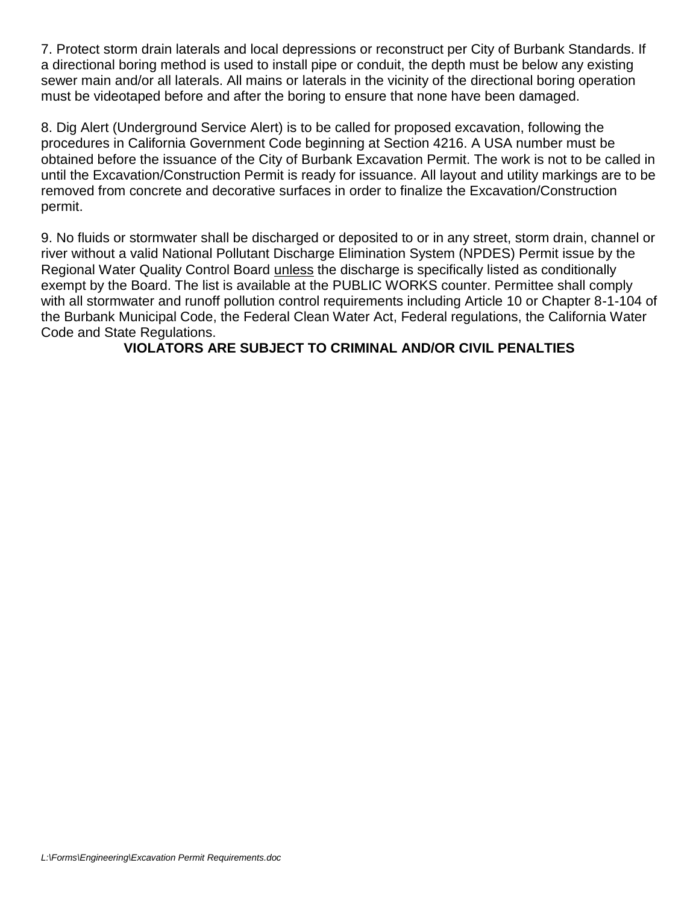7. Protect storm drain laterals and local depressions or reconstruct per City of Burbank Standards. If a directional boring method is used to install pipe or conduit, the depth must be below any existing sewer main and/or all laterals. All mains or laterals in the vicinity of the directional boring operation must be videotaped before and after the boring to ensure that none have been damaged.

8. Dig Alert (Underground Service Alert) is to be called for proposed excavation, following the procedures in California Government Code beginning at Section 4216. A USA number must be obtained before the issuance of the City of Burbank Excavation Permit. The work is not to be called in until the Excavation/Construction Permit is ready for issuance. All layout and utility markings are to be removed from concrete and decorative surfaces in order to finalize the Excavation/Construction permit.

9. No fluids or stormwater shall be discharged or deposited to or in any street, storm drain, channel or river without a valid National Pollutant Discharge Elimination System (NPDES) Permit issue by the Regional Water Quality Control Board unless the discharge is specifically listed as conditionally exempt by the Board. The list is available at the PUBLIC WORKS counter. Permittee shall comply with all stormwater and runoff pollution control requirements including Article 10 or Chapter 8-1-104 of the Burbank Municipal Code, the Federal Clean Water Act, Federal regulations, the California Water Code and State Regulations.

**VIOLATORS ARE SUBJECT TO CRIMINAL AND/OR CIVIL PENALTIES**

*L:\Forms\Engineering\Excavation Permit Requirements.doc*